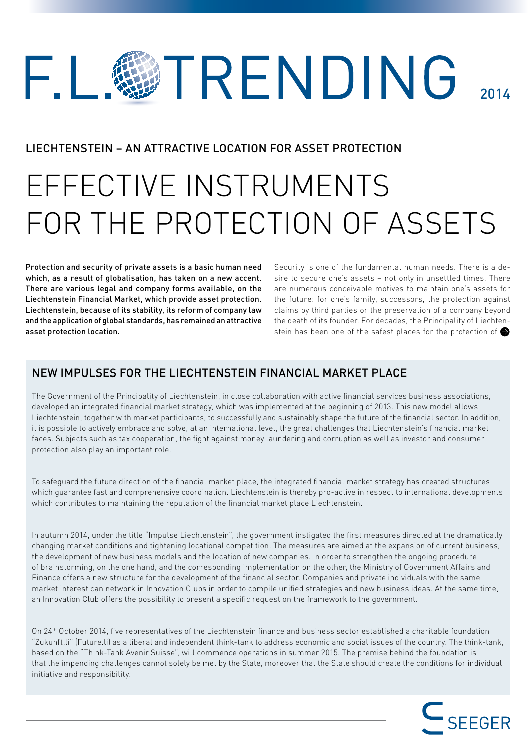# F.L. TRENDING 2014

## LIECHTENSTEIN – AN ATTRACTIVE LOCATION FOR ASSET PROTECTION

# EFFECTIVE INSTRUMENTS FOR THE PROTECTION OF ASSETS

**Protection and security of private assets is a basic human need which, as a result of globalisation, has taken on a new accent. There are various legal and company forms available, on the Liechtenstein Financial Market, which provide asset protection. Liechtenstein, because of its stability, its reform of company law and the application of global standards, has remained an attractive asset protection location.**

Security is one of the fundamental human needs. There is a desire to secure one's assets – not only in unsettled times. There are numerous conceivable motives to maintain one's assets for the future: for one's family, successors, the protection against claims by third parties or the preservation of a company beyond the death of its founder. For decades, the Principality of Liechtenstein has been one of the safest places for the protection of

## NEW IMPULSES FOR THE LIECHTENSTEIN FINANCIAL MARKET PLACE

The Government of the Principality of Liechtenstein, in close collaboration with active financial services business associations, developed an integrated financial market strategy, which was implemented at the beginning of 2013. This new model allows Liechtenstein, together with market participants, to successfully and sustainably shape the future of the financial sector. In addition, it is possible to actively embrace and solve, at an international level, the great challenges that Liechtenstein's financial market faces. Subjects such as tax cooperation, the fight against money laundering and corruption as well as investor and consumer protection also play an important role.

To safeguard the future direction of the financial market place, the integrated financial market strategy has created structures which guarantee fast and comprehensive coordination. Liechtenstein is thereby pro-active in respect to international developments which contributes to maintaining the reputation of the financial market place Liechtenstein.

In autumn 2014, under the title "Impulse Liechtenstein", the government instigated the first measures directed at the dramatically changing market conditions and tightening locational competition. The measures are aimed at the expansion of current business, the development of new business models and the location of new companies. In order to strengthen the ongoing procedure of brainstorming, on the one hand, and the corresponding implementation on the other, the Ministry of Government Affairs and Finance offers a new structure for the development of the financial sector. Companies and private individuals with the same market interest can network in Innovation Clubs in order to compile unified strategies and new business ideas. At the same time, an Innovation Club offers the possibility to present a specific request on the framework to the government.

On 24th October 2014, five representatives of the Liechtenstein finance and business sector established a charitable foundation "Zukunft.li" (Future.li) as a liberal and independent think-tank to address economic and social issues of the country. The think-tank, based on the "Think-Tank Avenir Suisse", will commence operations in summer 2015. The premise behind the foundation is that the impending challenges cannot solely be met by the State, moreover that the State should create the conditions for individual initiative and responsibility.

SEEGER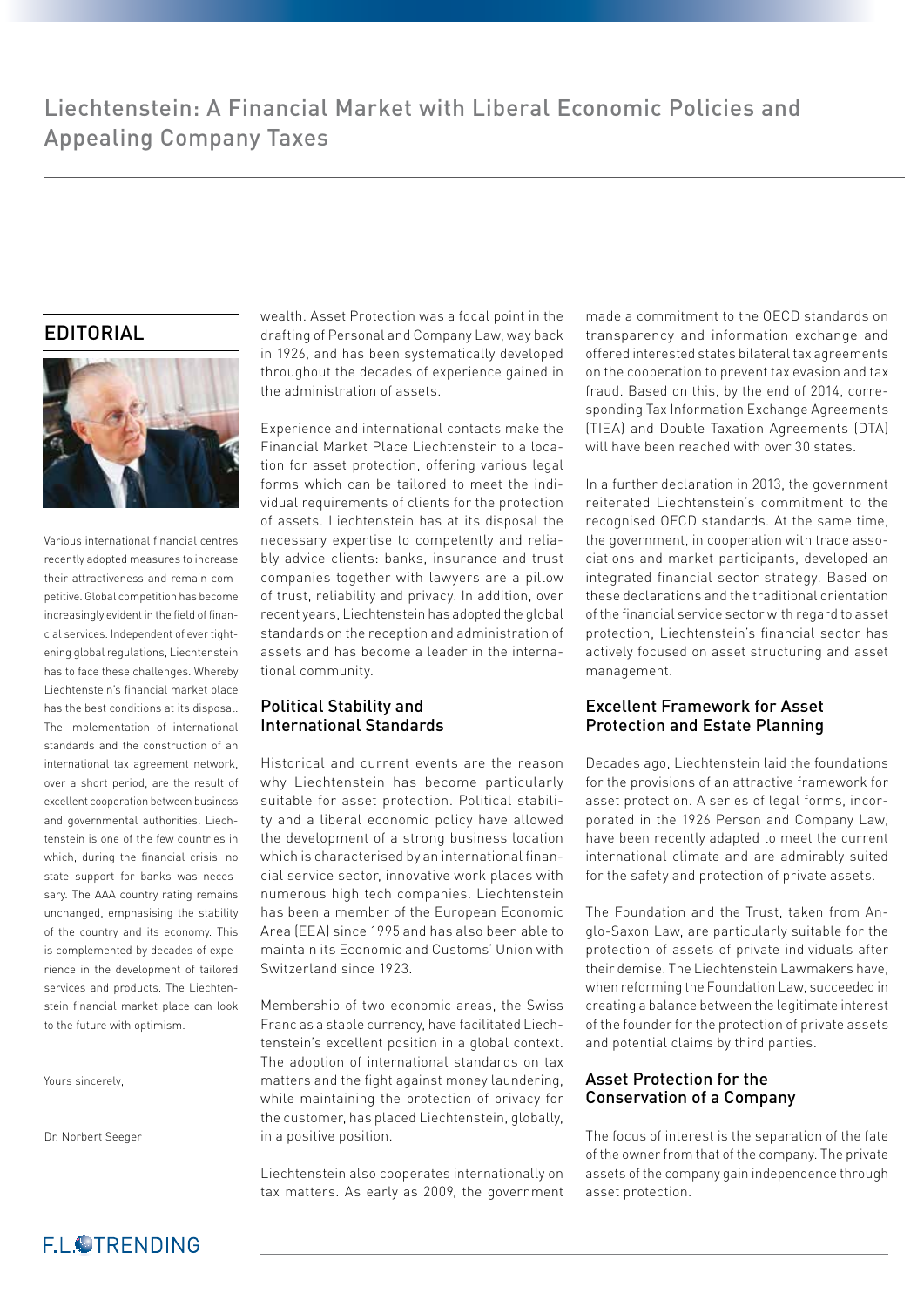# Liechtenstein: A Financial Market with Liberal Economic Policies and Appealing Company Taxes

## EDITORIAL

Various international financial centres recently adopted measures to increase their attractiveness and remain competitive. Global competition has become increasingly evident in the field of financial services. Independent of ever tightening global regulations, Liechtenstein has to face these challenges. Whereby Liechtenstein's financial market place has the best conditions at its disposal. The implementation of international standards and the construction of an international tax agreement network, over a short period, are the result of excellent cooperation between business and governmental authorities. Liechtenstein is one of the few countries in which, during the financial crisis, no state support for banks was necessary. The AAA country rating remains unchanged, emphasising the stability of the country and its economy. This is complemented by decades of experience in the development of tailored services and products. The Liechtenstein financial market place can look to the future with optimism.

Yours sincerely,

Dr. Norbert Seeger

wealth. Asset Protection was a focal point in the drafting of Personal and Company Law, way back in 1926, and has been systematically developed throughout the decades of experience gained in the administration of assets.

Experience and international contacts make the Financial Market Place Liechtenstein to a location for asset protection, offering various legal forms which can be tailored to meet the individual requirements of clients for the protection of assets. Liechtenstein has at its disposal the necessary expertise to competently and reliably advice clients: banks, insurance and trust companies together with lawyers are a pillow of trust, reliability and privacy. In addition, over recent years, Liechtenstein has adopted the global standards on the reception and administration of assets and has become a leader in the international community.

### Political Stability and International Standards

Historical and current events are the reason why Liechtenstein has become particularly suitable for asset protection. Political stability and a liberal economic policy have allowed the development of a strong business location which is characterised by an international financial service sector, innovative work places with numerous high tech companies. Liechtenstein has been a member of the European Economic Area (EEA) since 1995 and has also been able to maintain its Economic and Customs' Union with Switzerland since 1923.

Membership of two economic areas, the Swiss Franc as a stable currency, have facilitated Liechtenstein's excellent position in a global context. The adoption of international standards on tax matters and the fight against money laundering, while maintaining the protection of privacy for the customer, has placed Liechtenstein, globally, in a positive position.

Liechtenstein also cooperates internationally on tax matters. As early as 2009, the government made a commitment to the OECD standards on transparency and information exchange and offered interested states bilateral tax agreements on the cooperation to prevent tax evasion and tax fraud. Based on this, by the end of 2014, corresponding Tax Information Exchange Agreements (TIEA) and Double Taxation Agreements (DTA) will have been reached with over 30 states.

In a further declaration in 2013, the government reiterated Liechtenstein's commitment to the recognised OECD standards. At the same time, the government, in cooperation with trade associations and market participants, developed an integrated financial sector strategy. Based on these declarations and the traditional orientation of the financial service sector with regard to asset protection, Liechtenstein's financial sector has actively focused on asset structuring and asset management.

### Excellent Framework for Asset Protection and Estate Planning

Decades ago, Liechtenstein laid the foundations for the provisions of an attractive framework for asset protection. A series of legal forms, incorporated in the 1926 Person and Company Law, have been recently adapted to meet the current international climate and are admirably suited for the safety and protection of private assets.

The Foundation and the Trust, taken from Anglo-Saxon Law, are particularly suitable for the protection of assets of private individuals after their demise. The Liechtenstein Lawmakers have, when reforming the Foundation Law, succeeded in creating a balance between the legitimate interest of the founder for the protection of private assets and potential claims by third parties.

### Asset Protection for the Conservation of a Company

The focus of interest is the separation of the fate of the owner from that of the company. The private assets of the company gain independence through asset protection.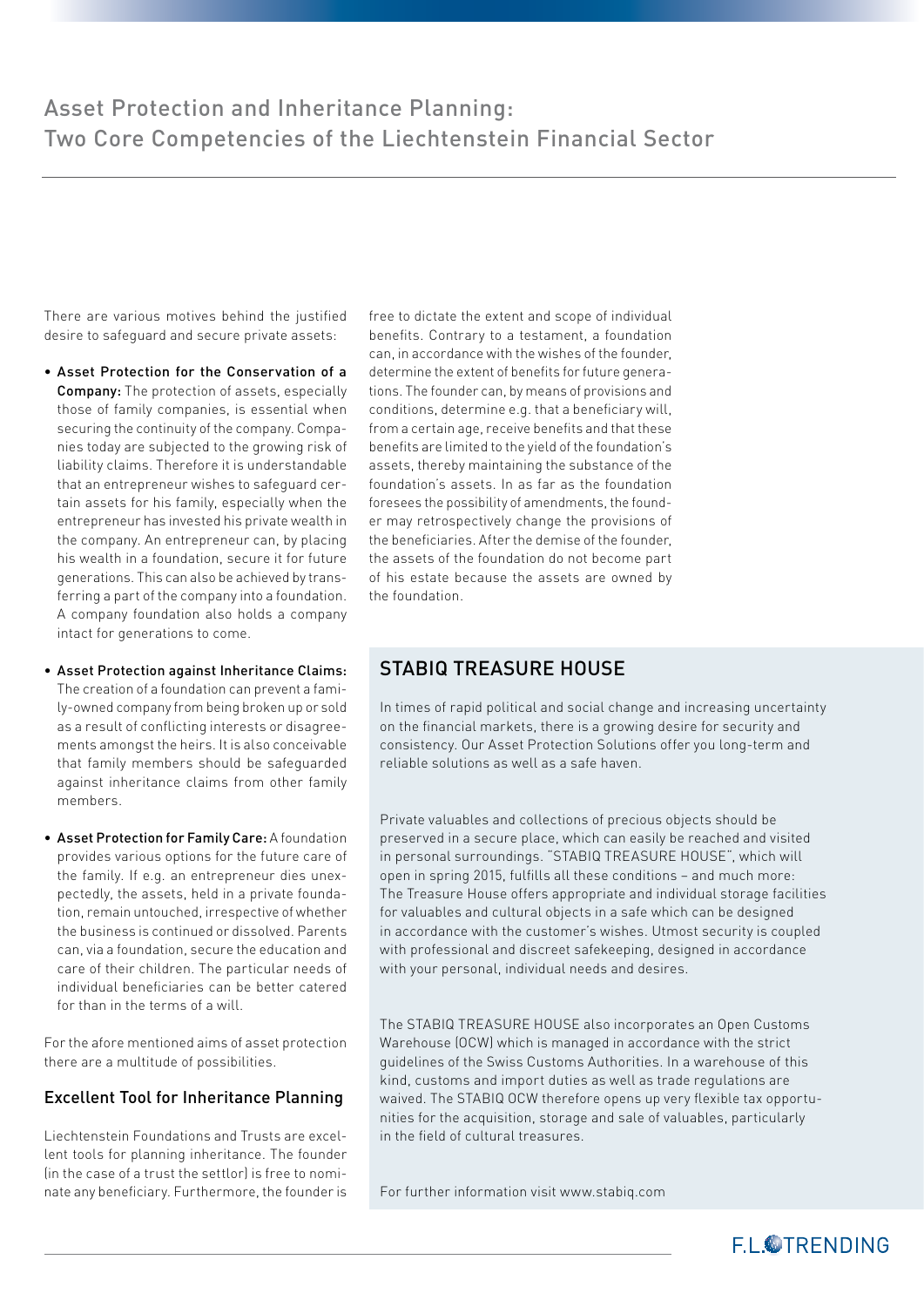# Asset Protection and Inheritance Planning: Two Core Competencies of the Liechtenstein Financial Sector

There are various motives behind the justified desire to safeguard and secure private assets:

- **Asset Protection for the Conservation of a Company:** The protection of assets, especially those of family companies, is essential when securing the continuity of the company. Companies today are subjected to the growing risk of liability claims. Therefore it is understandable that an entrepreneur wishes to safeguard certain assets for his family, especially when the entrepreneur has invested his private wealth in the company. An entrepreneur can, by placing his wealth in a foundation, secure it for future generations. This can also be achieved by transferring a part of the company into a foundation. A company foundation also holds a company intact for generations to come.
- **Asset Protection against Inheritance Claims:** The creation of a foundation can prevent a family-owned company from being broken up or sold as a result of conflicting interests or disagreements amongst the heirs. It is also conceivable that family members should be safeguarded against inheritance claims from other family members.
- **Asset Protection for Family Care:** A foundation provides various options for the future care of the family. If e.g. an entrepreneur dies unexpectedly, the assets, held in a private foundation, remain untouched, irrespective of whether the business is continued or dissolved. Parents can, via a foundation, secure the education and care of their children. The particular needs of individual beneficiaries can be better catered for than in the terms of a will.

For the afore mentioned aims of asset protection there are a multitude of possibilities.

## Excellent Tool for Inheritance Planning

Liechtenstein Foundations and Trusts are excellent tools for planning inheritance. The founder (in the case of a trust the settlor) is free to nominate any beneficiary. Furthermore, the founder is free to dictate the extent and scope of individual benefits. Contrary to a testament, a foundation can, in accordance with the wishes of the founder, determine the extent of benefits for future generations. The founder can, by means of provisions and conditions, determine e.g. that a beneficiary will, from a certain age, receive benefits and that these benefits are limited to the yield of the foundation's assets, thereby maintaining the substance of the foundation's assets. In as far as the foundation foresees the possibility of amendments, the founder may retrospectively change the provisions of the beneficiaries. After the demise of the founder, the assets of the foundation do not become part of his estate because the assets are owned by the foundation.

## STABIQ TREASURE HOUSE

In times of rapid political and social change and increasing uncertainty on the financial markets, there is a growing desire for security and consistency. Our Asset Protection Solutions offer you long-term and reliable solutions as well as a safe haven.

Private valuables and collections of precious objects should be preserved in a secure place, which can easily be reached and visited in personal surroundings. "STABIQ TREASURE HOUSE", which will open in spring 2015, fulfills all these conditions – and much more: The Treasure House offers appropriate and individual storage facilities for valuables and cultural objects in a safe which can be designed in accordance with the customer's wishes. Utmost security is coupled with professional and discreet safekeeping, designed in accordance with your personal, individual needs and desires.

The STABIQ TREASURE HOUSE also incorporates an Open Customs Warehouse (OCW) which is managed in accordance with the strict guidelines of the Swiss Customs Authorities. In a warehouse of this kind, customs and import duties as well as trade regulations are waived. The STABIQ OCW therefore opens up very flexible tax opportunities for the acquisition, storage and sale of valuables, particularly in the field of cultural treasures.

For further information visit www.stabiq.com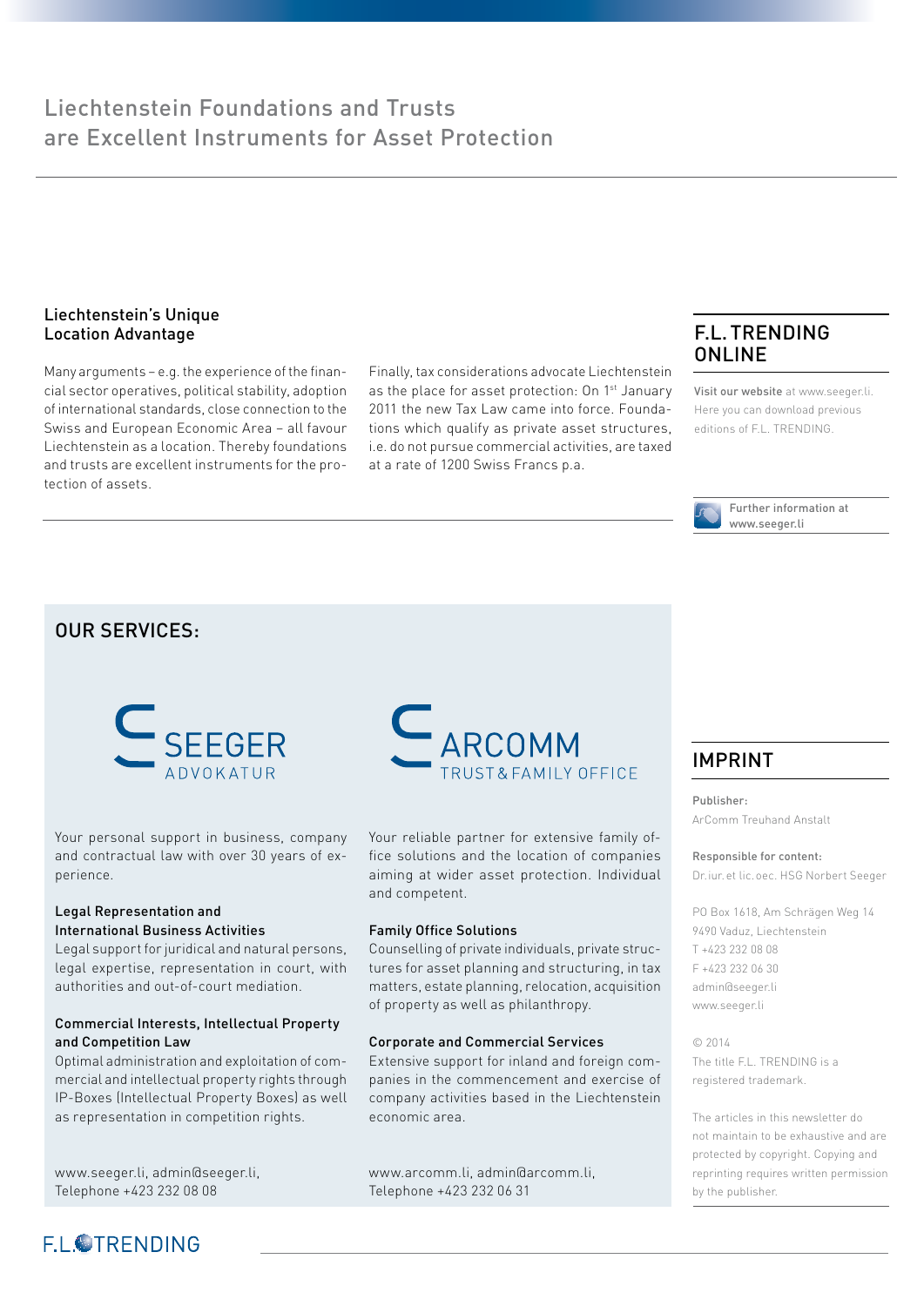# Liechtenstein Foundations and Trusts are Excellent Instruments for Asset Protection

### Liechtenstein's Unique Location Advantage

Many arguments – e.g. the experience of the financial sector operatives, political stability, adoption of international standards, close connection to the Swiss and European Economic Area – all favour Liechtenstein as a location. Thereby foundations and trusts are excellent instruments for the protection of assets.

Finally, tax considerations advocate Liechtenstein as the place for asset protection: On 1st January 2011 the new Tax Law came into force. Foundations which qualify as private asset structures, i.e. do not pursue commercial activities, are taxed at a rate of 1200 Swiss Francs p.a.

## F.L. TRENDING ONLINE

**Visit our website** at www.seeger.li. Here you can download previous editions of F.L. TRENDING.

Further information at www.seeger.li

## OUR SERVICES:

### SEEGER ADVOKATUR

Your personal support in business, company and contractual law with over 30 years of experience.

**Legal Representation and International Business Activities**
Legal support for juridical and natural persons, legal expertise, representation in court, with authorities and out-of-court mediation.

**Commercial Interests, Intellectual Property and Competition Law**
Optimal administration and exploitation of commercial and intellectual property rights through IP-Boxes (Intellectual Property Boxes) as well as representation in competition rights.

www.seeger.li, admin@seeger.li,
Telephone +423 232 08 08

### ARCOMM TRUST & FAMILY OFFICE

Your reliable partner for extensive family office solutions and the location of companies aiming at wider asset protection. Individual and competent.

**Family Office Solutions**
Counselling of private individuals, private structures for asset planning and structuring, in tax matters, estate planning, relocation, acquisition of property as well as philanthropy.

**Corporate and Commercial Services**
Extensive support for inland and foreign companies in the commencement and exercise of company activities based in the Liechtenstein economic area.

www.arcomm.li, admin@arcomm.li,
Telephone +423 232 06 31

## IMPRINT

**Publisher:**
ArComm Treuhand Anstalt

**Responsible for content:**
Dr. iur. et lic. oec. HSG Norbert Seeger

PO Box 1618, Am Schrägen Weg 14
9490 Vaduz, Liechtenstein
T +423 232 08 08
F +423 232 06 30
admin@seeger.li
www.seeger.li

© 2014
The title F.L. TRENDING is a registered trademark.

The articles in this newsletter do not maintain to be exhaustive and are protected by copyright. Copying and reprinting requires written permission by the publisher.